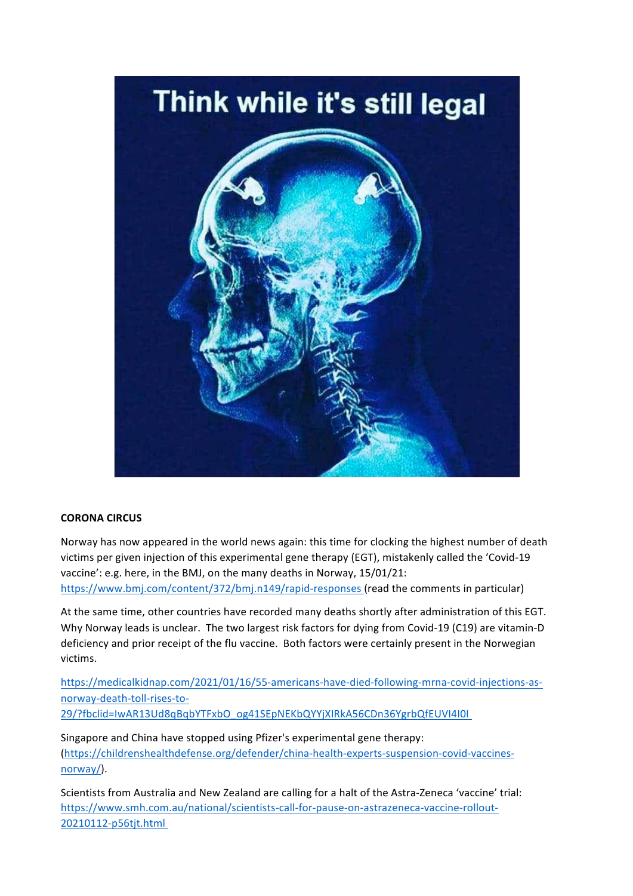Think while it's still legal

**CORONA CIRCUS**

Norway has now appeared in the world news again: this time for clocking the highest number of death victims per given injection of this experimental gene therapy (EGT), mistakenly called the 'Covid-19 vaccine': e.g. here, in the BMJ, on the many deaths in Norway, 15/01/21: https://www.bmj.com/content/372/bmj.n149/rapid-responses (read the comments in particular)

At the same time, other countries have recorded many deaths shortly after administration of this EGT. Why Norway leads is unclear. The two largest risk factors for dying from Covid-19 (C19) are vitamin-D deficiency and prior receipt of the flu vaccine. Both factors were certainly present in the Norwegian victims.

https://medicalkidnap.com/2021/01/16/55-americans-have-died-following-mrna-covid-injections-as-norway-death-toll-rises-to-29/?fbclid=IwAR13Ud8qBqbYTFxbO_og41SEpNEKbQYYjXIRkA56CDn36YgrbQfEUVI4I0I

Singapore and China have stopped using Pfizer's experimental gene therapy: (https://childrenshealthdefense.org/defender/china-health-experts-suspension-covid-vaccines-norway/).

Scientists from Australia and New Zealand are calling for a halt of the Astra-Zeneca 'vaccine' trial: https://www.smh.com.au/national/scientists-call-for-pause-on-astrazeneca-vaccine-rollout-20210112-p56tjt.html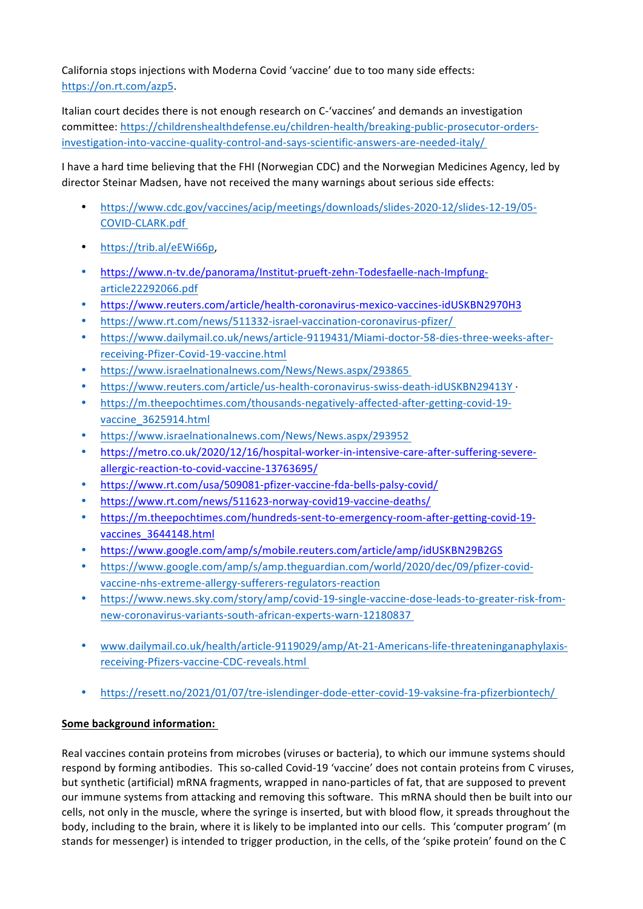California stops injections with Moderna Covid 'vaccine' due to too many side effects: https://on.rt.com/azp5.

Italian court decides there is not enough research on C-'vaccines' and demands an investigation committee: https://childrenshealthdefense.eu/children-health/breaking-public-prosecutor-orders-investigation-into-vaccine-quality-control-and-says-scientific-answers-are-needed-italy/

I have a hard time believing that the FHI (Norwegian CDC) and the Norwegian Medicines Agency, led by director Steinar Madsen, have not received the many warnings about serious side effects:

- https://www.cdc.gov/vaccines/acip/meetings/downloads/slides-2020-12/slides-12-19/05-COVID-CLARK.pdf
- https://trib.al/eEWi66p,
- https://www.n-tv.de/panorama/Institut-prueft-zehn-Todesfaelle-nach-Impfung-article22292066.pdf
- https://www.reuters.com/article/health-coronavirus-mexico-vaccines-idUSKBN2970H3
- https://www.rt.com/news/511332-israel-vaccination-coronavirus-pfizer/
- https://www.dailymail.co.uk/news/article-9119431/Miami-doctor-58-dies-three-weeks-after-receiving-Pfizer-Covid-19-vaccine.html
- https://www.israelnationalnews.com/News/News.aspx/293865
- https://www.reuters.com/article/us-health-coronavirus-swiss-death-idUSKBN29413Y ·
- https://m.theepochtimes.com/thousands-negatively-affected-after-getting-covid-19-vaccine_3625914.html
- https://www.israelnationalnews.com/News/News.aspx/293952
- https://metro.co.uk/2020/12/16/hospital-worker-in-intensive-care-after-suffering-severe-allergic-reaction-to-covid-vaccine-13763695/
- https://www.rt.com/usa/509081-pfizer-vaccine-fda-bells-palsy-covid/
- https://www.rt.com/news/511623-norway-covid19-vaccine-deaths/
- https://m.theepochtimes.com/hundreds-sent-to-emergency-room-after-getting-covid-19-vaccines_3644148.html
- https://www.google.com/amp/s/mobile.reuters.com/article/amp/idUSKBN29B2GS
- https://www.google.com/amp/s/amp.theguardian.com/world/2020/dec/09/pfizer-covid-vaccine-nhs-extreme-allergy-sufferers-regulators-reaction
- https://www.news.sky.com/story/amp/covid-19-single-vaccine-dose-leads-to-greater-risk-from-new-coronavirus-variants-south-african-experts-warn-12180837
- www.dailymail.co.uk/health/article-9119029/amp/At-21-Americans-life-threateninganaphylaxis-receiving-Pfizers-vaccine-CDC-reveals.html
- https://resett.no/2021/01/07/tre-islendinger-dode-etter-covid-19-vaksine-fra-pfizerbiontech/

**Some background information:**

Real vaccines contain proteins from microbes (viruses or bacteria), to which our immune systems should respond by forming antibodies. This so-called Covid-19 'vaccine' does not contain proteins from C viruses, but synthetic (artificial) mRNA fragments, wrapped in nano-particles of fat, that are supposed to prevent our immune systems from attacking and removing this software. This mRNA should then be built into our cells, not only in the muscle, where the syringe is inserted, but with blood flow, it spreads throughout the body, including to the brain, where it is likely to be implanted into our cells. This 'computer program' (m stands for messenger) is intended to trigger production, in the cells, of the 'spike protein' found on the C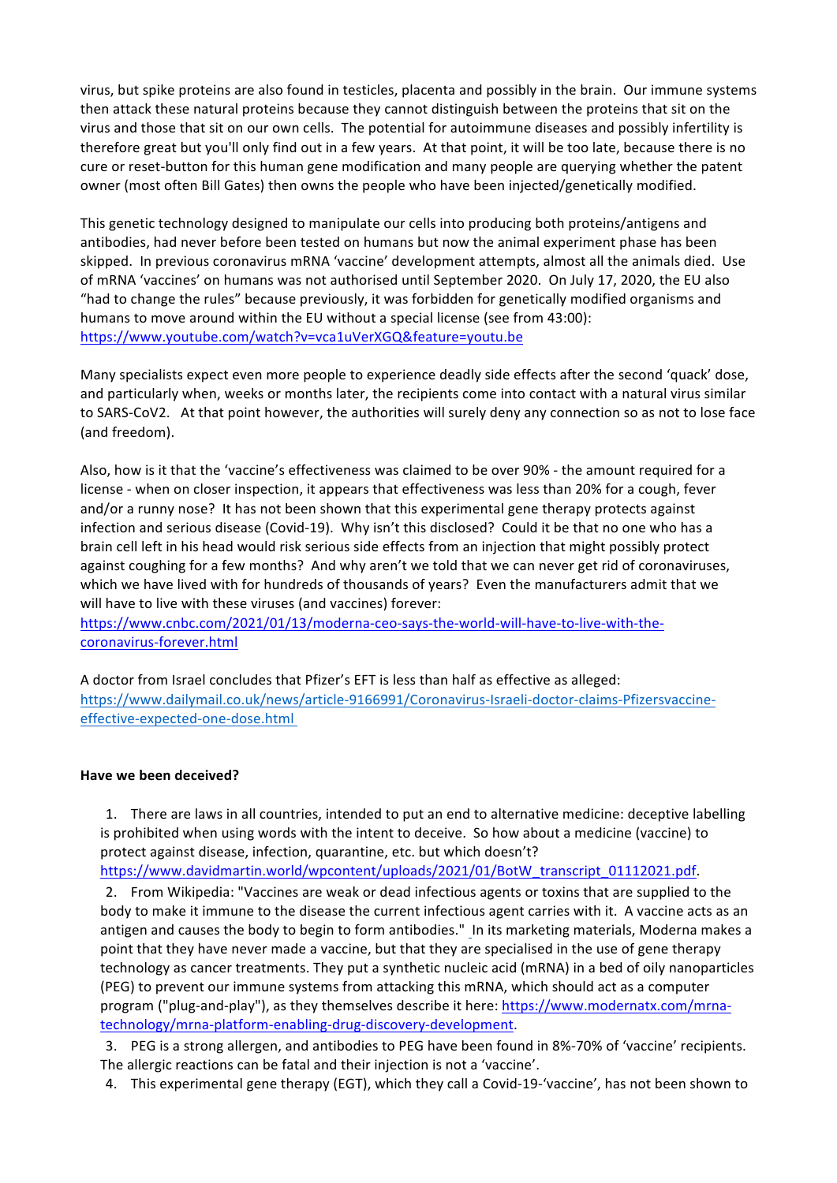virus, but spike proteins are also found in testicles, placenta and possibly in the brain. Our immune systems then attack these natural proteins because they cannot distinguish between the proteins that sit on the virus and those that sit on our own cells. The potential for autoimmune diseases and possibly infertility is therefore great but you'll only find out in a few years. At that point, it will be too late, because there is no cure or reset-button for this human gene modification and many people are querying whether the patent owner (most often Bill Gates) then owns the people who have been injected/genetically modified.

This genetic technology designed to manipulate our cells into producing both proteins/antigens and antibodies, had never before been tested on humans but now the animal experiment phase has been skipped. In previous coronavirus mRNA 'vaccine' development attempts, almost all the animals died. Use of mRNA 'vaccines' on humans was not authorised until September 2020. On July 17, 2020, the EU also "had to change the rules" because previously, it was forbidden for genetically modified organisms and humans to move around within the EU without a special license (see from 43:00): https://www.youtube.com/watch?v=vca1uVerXGQ&feature=youtu.be

Many specialists expect even more people to experience deadly side effects after the second 'quack' dose, and particularly when, weeks or months later, the recipients come into contact with a natural virus similar to SARS-CoV2. At that point however, the authorities will surely deny any connection so as not to lose face (and freedom).

Also, how is it that the 'vaccine's effectiveness was claimed to be over 90% - the amount required for a license - when on closer inspection, it appears that effectiveness was less than 20% for a cough, fever and/or a runny nose? It has not been shown that this experimental gene therapy protects against infection and serious disease (Covid-19). Why isn't this disclosed? Could it be that no one who has a brain cell left in his head would risk serious side effects from an injection that might possibly protect against coughing for a few months? And why aren't we told that we can never get rid of coronaviruses, which we have lived with for hundreds of thousands of years? Even the manufacturers admit that we will have to live with these viruses (and vaccines) forever: https://www.cnbc.com/2021/01/13/moderna-ceo-says-the-world-will-have-to-live-with-the-coronavirus-forever.html

A doctor from Israel concludes that Pfizer's EFT is less than half as effective as alleged: https://www.dailymail.co.uk/news/article-9166991/Coronavirus-Israeli-doctor-claims-Pfizersvaccine-effective-expected-one-dose.html

**Have we been deceived?**

1. There are laws in all countries, intended to put an end to alternative medicine: deceptive labelling is prohibited when using words with the intent to deceive. So how about a medicine (vaccine) to protect against disease, infection, quarantine, etc. but which doesn't? https://www.davidmartin.world/wpcontent/uploads/2021/01/BotW_transcript_01112021.pdf.
2. From Wikipedia: "Vaccines are weak or dead infectious agents or toxins that are supplied to the body to make it immune to the disease the current infectious agent carries with it. A vaccine acts as an antigen and causes the body to begin to form antibodies." In its marketing materials, Moderna makes a point that they have never made a vaccine, but that they are specialised in the use of gene therapy technology as cancer treatments. They put a synthetic nucleic acid (mRNA) in a bed of oily nanoparticles (PEG) to prevent our immune systems from attacking this mRNA, which should act as a computer program ("plug-and-play"), as they themselves describe it here: https://www.modernatx.com/mrna-technology/mrna-platform-enabling-drug-discovery-development.
3. PEG is a strong allergen, and antibodies to PEG have been found in 8%-70% of 'vaccine' recipients. The allergic reactions can be fatal and their injection is not a 'vaccine'.
4. This experimental gene therapy (EGT), which they call a Covid-19-'vaccine', has not been shown to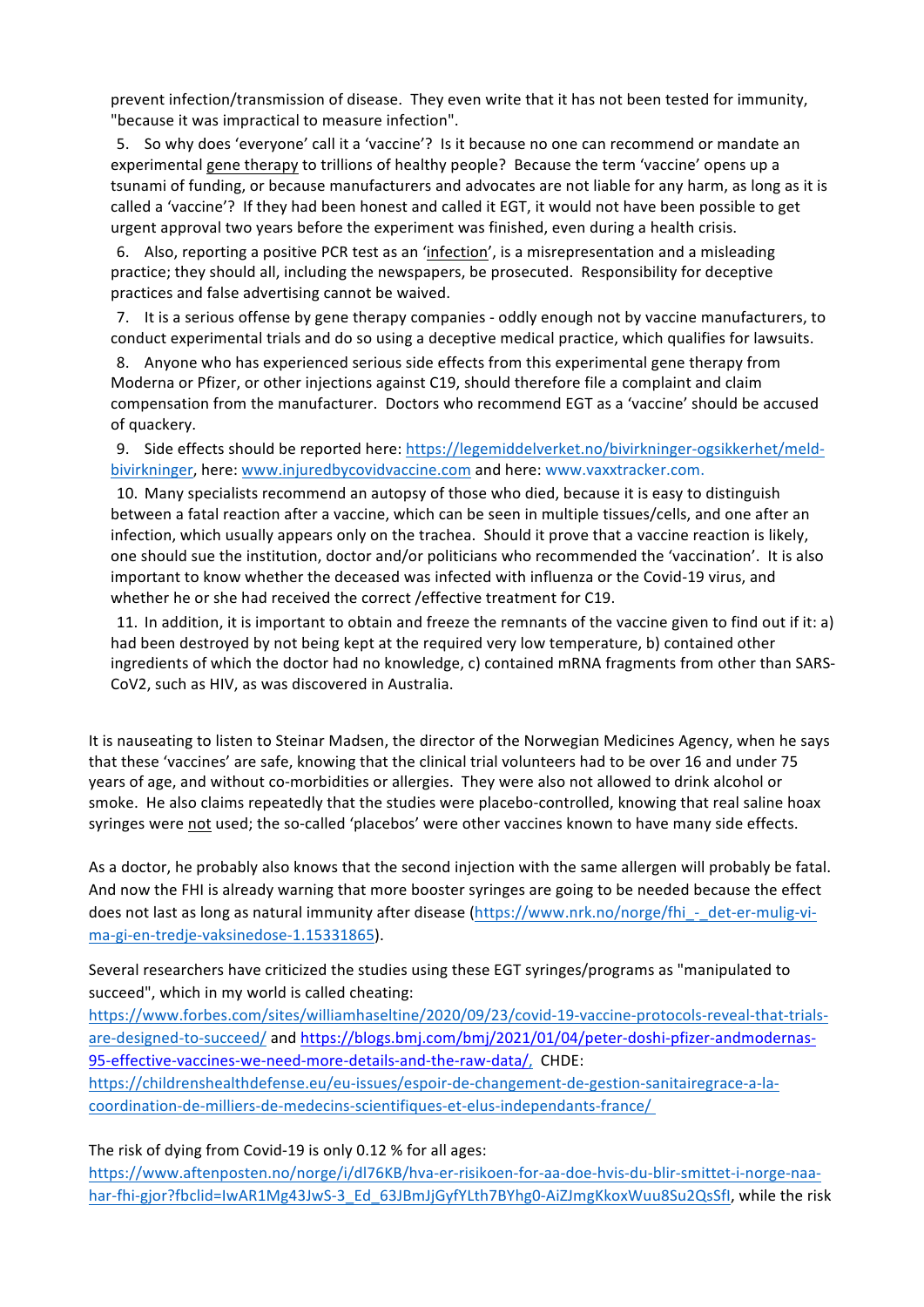prevent infection/transmission of disease. They even write that it has not been tested for immunity, "because it was impractical to measure infection".

5. So why does 'everyone' call it a 'vaccine'? Is it because no one can recommend or mandate an experimental gene therapy to trillions of healthy people? Because the term 'vaccine' opens up a tsunami of funding, or because manufacturers and advocates are not liable for any harm, as long as it is called a 'vaccine'? If they had been honest and called it EGT, it would not have been possible to get urgent approval two years before the experiment was finished, even during a health crisis.

6. Also, reporting a positive PCR test as an 'infection', is a misrepresentation and a misleading practice; they should all, including the newspapers, be prosecuted. Responsibility for deceptive practices and false advertising cannot be waived.

7. It is a serious offense by gene therapy companies - oddly enough not by vaccine manufacturers, to conduct experimental trials and do so using a deceptive medical practice, which qualifies for lawsuits.

8. Anyone who has experienced serious side effects from this experimental gene therapy from Moderna or Pfizer, or other injections against C19, should therefore file a complaint and claim compensation from the manufacturer. Doctors who recommend EGT as a 'vaccine' should be accused of quackery.

9. Side effects should be reported here: https://legemiddelverket.no/bivirkninger-ogsikkerhet/meld-bivirkninger, here: www.injuredbycovidvaccine.com and here: www.vaxxtracker.com.

10. Many specialists recommend an autopsy of those who died, because it is easy to distinguish between a fatal reaction after a vaccine, which can be seen in multiple tissues/cells, and one after an infection, which usually appears only on the trachea. Should it prove that a vaccine reaction is likely, one should sue the institution, doctor and/or politicians who recommended the 'vaccination'. It is also important to know whether the deceased was infected with influenza or the Covid-19 virus, and whether he or she had received the correct /effective treatment for C19.

11. In addition, it is important to obtain and freeze the remnants of the vaccine given to find out if it: a) had been destroyed by not being kept at the required very low temperature, b) contained other ingredients of which the doctor had no knowledge, c) contained mRNA fragments from other than SARS-CoV2, such as HIV, as was discovered in Australia.

It is nauseating to listen to Steinar Madsen, the director of the Norwegian Medicines Agency, when he says that these 'vaccines' are safe, knowing that the clinical trial volunteers had to be over 16 and under 75 years of age, and without co-morbidities or allergies. They were also not allowed to drink alcohol or smoke. He also claims repeatedly that the studies were placebo-controlled, knowing that real saline hoax syringes were not used; the so-called 'placebos' were other vaccines known to have many side effects.

As a doctor, he probably also knows that the second injection with the same allergen will probably be fatal. And now the FHI is already warning that more booster syringes are going to be needed because the effect does not last as long as natural immunity after disease (https://www.nrk.no/norge/fhi_-_det-er-mulig-vi-ma-gi-en-tredje-vaksinedose-1.15331865).

Several researchers have criticized the studies using these EGT syringes/programs as "manipulated to succeed", which in my world is called cheating: https://www.forbes.com/sites/williamhaseltine/2020/09/23/covid-19-vaccine-protocols-reveal-that-trials-are-designed-to-succeed/ and https://blogs.bmj.com/bmj/2021/01/04/peter-doshi-pfizer-andmodernas-95-effective-vaccines-we-need-more-details-and-the-raw-data/, CHDE: https://childrenshealthdefense.eu/eu-issues/espoir-de-changement-de-gestion-sanitairegrace-a-la-coordination-de-milliers-de-medecins-scientifiques-et-elus-independants-france/

The risk of dying from Covid-19 is only 0.12 % for all ages: https://www.aftenposten.no/norge/i/dl76KB/hva-er-risikoen-for-aa-doe-hvis-du-blir-smittet-i-norge-naa-har-fhi-gjor?fbclid=IwAR1Mg43JwS-3_Ed_63JBmJjGyfYLth7BYhg0-AiZJmgKkoxWuu8Su2QsSfI, while the risk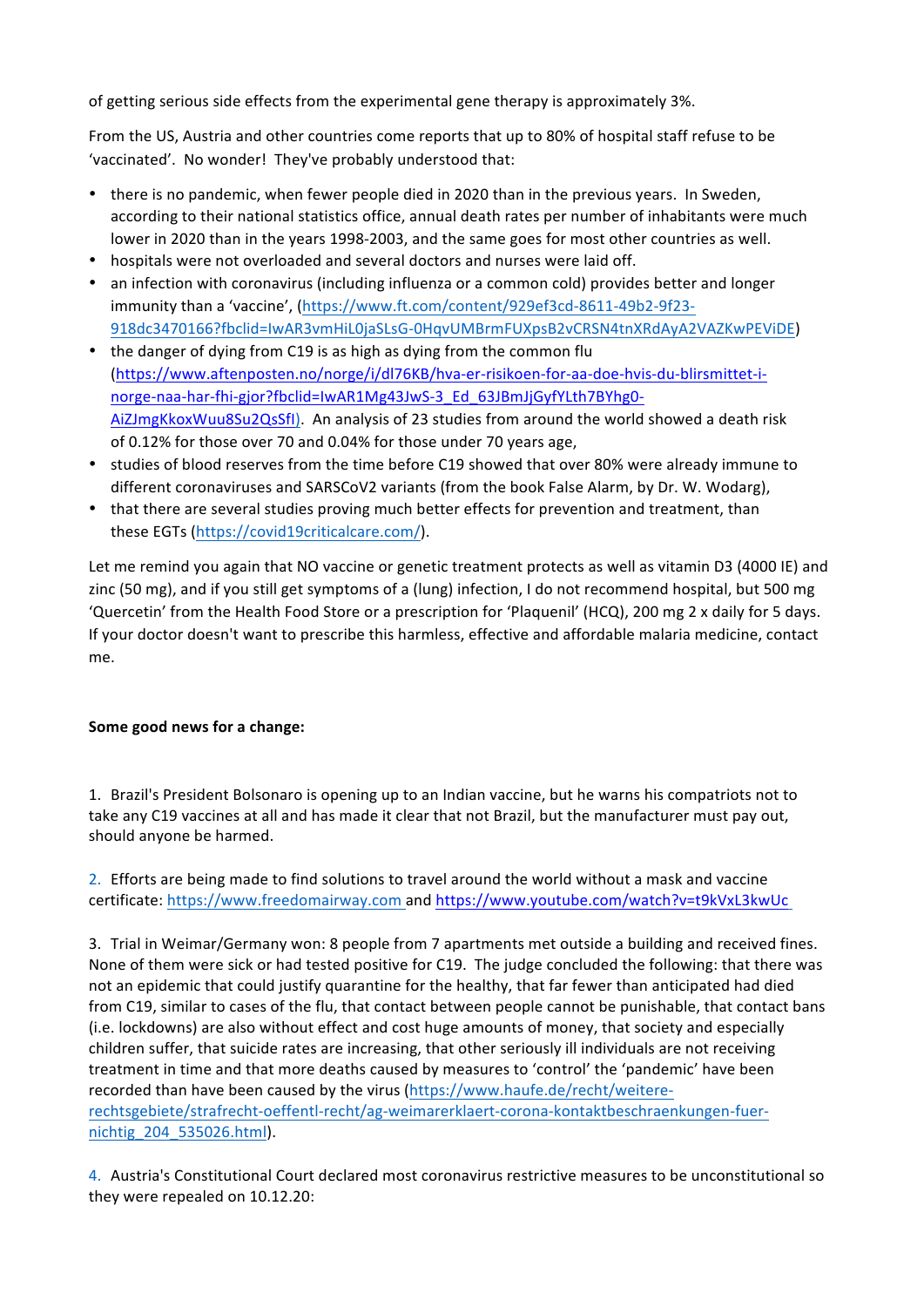of getting serious side effects from the experimental gene therapy is approximately 3%.

From the US, Austria and other countries come reports that up to 80% of hospital staff refuse to be 'vaccinated'. No wonder! They've probably understood that:

- there is no pandemic, when fewer people died in 2020 than in the previous years. In Sweden, according to their national statistics office, annual death rates per number of inhabitants were much lower in 2020 than in the years 1998-2003, and the same goes for most other countries as well.
- hospitals were not overloaded and several doctors and nurses were laid off.
- an infection with coronavirus (including influenza or a common cold) provides better and longer immunity than a 'vaccine', (https://www.ft.com/content/929ef3cd-8611-49b2-9f23-918dc3470166?fbclid=IwAR3vmHiL0jaSLsG-0HqvUMBrmFUXpsB2vCRSN4tnXRdAyA2VAZKwPEViDE)
- the danger of dying from C19 is as high as dying from the common flu (https://www.aftenposten.no/norge/i/dl76KB/hva-er-risikoen-for-aa-doe-hvis-du-blirsmittet-i-norge-naa-har-fhi-gjor?fbclid=IwAR1Mg43JwS-3_Ed_63JBmJjGyfYLth7BYhg0-AiZJmgKkoxWuu8Su2QsSfI). An analysis of 23 studies from around the world showed a death risk of 0.12% for those over 70 and 0.04% for those under 70 years age,
- studies of blood reserves from the time before C19 showed that over 80% were already immune to different coronaviruses and SARSCoV2 variants (from the book False Alarm, by Dr. W. Wodarg),
- that there are several studies proving much better effects for prevention and treatment, than these EGTs (https://covid19criticalcare.com/).

Let me remind you again that NO vaccine or genetic treatment protects as well as vitamin D3 (4000 IE) and zinc (50 mg), and if you still get symptoms of a (lung) infection, I do not recommend hospital, but 500 mg 'Quercetin' from the Health Food Store or a prescription for 'Plaquenil' (HCQ), 200 mg 2 x daily for 5 days. If your doctor doesn't want to prescribe this harmless, effective and affordable malaria medicine, contact me.

**Some good news for a change:**

1. Brazil's President Bolsonaro is opening up to an Indian vaccine, but he warns his compatriots not to take any C19 vaccines at all and has made it clear that not Brazil, but the manufacturer must pay out, should anyone be harmed.

2. Efforts are being made to find solutions to travel around the world without a mask and vaccine certificate: https://www.freedomairway.com and https://www.youtube.com/watch?v=t9kVxL3kwUc

3. Trial in Weimar/Germany won: 8 people from 7 apartments met outside a building and received fines. None of them were sick or had tested positive for C19. The judge concluded the following: that there was not an epidemic that could justify quarantine for the healthy, that far fewer than anticipated had died from C19, similar to cases of the flu, that contact between people cannot be punishable, that contact bans (i.e. lockdowns) are also without effect and cost huge amounts of money, that society and especially children suffer, that suicide rates are increasing, that other seriously ill individuals are not receiving treatment in time and that more deaths caused by measures to 'control' the 'pandemic' have been recorded than have been caused by the virus (https://www.haufe.de/recht/weitere-rechtsgebiete/strafrecht-oeffentl-recht/ag-weimarerklaert-corona-kontaktbeschraenkungen-fuer-nichtig_204_535026.html).

4. Austria's Constitutional Court declared most coronavirus restrictive measures to be unconstitutional so they were repealed on 10.12.20: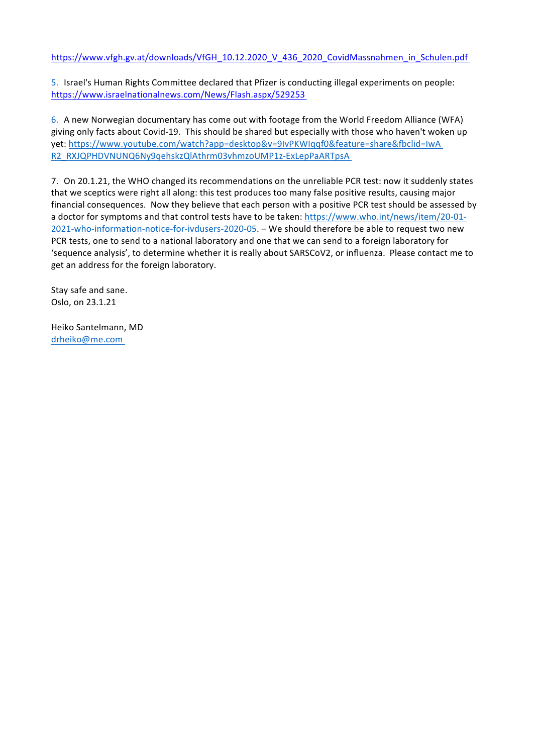https://www.vfgh.gv.at/downloads/VfGH_10.12.2020_V_436_2020_CovidMassnahmen_in_Schulen.pdf

5. Israel's Human Rights Committee declared that Pfizer is conducting illegal experiments on people: https://www.israelnationalnews.com/News/Flash.aspx/529253

6. A new Norwegian documentary has come out with footage from the World Freedom Alliance (WFA) giving only facts about Covid-19. This should be shared but especially with those who haven't woken up yet: https://www.youtube.com/watch?app=desktop&v=9IvPKWIqqf0&feature=share&fbclid=IwAR2_RXJQPHDVNUNQ6Ny9qehskzQlAthrm03vhmzoUMP1z-ExLepPaARTpsA

7. On 20.1.21, the WHO changed its recommendations on the unreliable PCR test: now it suddenly states that we sceptics were right all along: this test produces too many false positive results, causing major financial consequences. Now they believe that each person with a positive PCR test should be assessed by a doctor for symptoms and that control tests have to be taken: https://www.who.int/news/item/20-01-2021-who-information-notice-for-ivdusers-2020-05. – We should therefore be able to request two new PCR tests, one to send to a national laboratory and one that we can send to a foreign laboratory for 'sequence analysis', to determine whether it is really about SARSCoV2, or influenza. Please contact me to get an address for the foreign laboratory.

Stay safe and sane.
Oslo, on 23.1.21

Heiko Santelmann, MD
drheiko@me.com